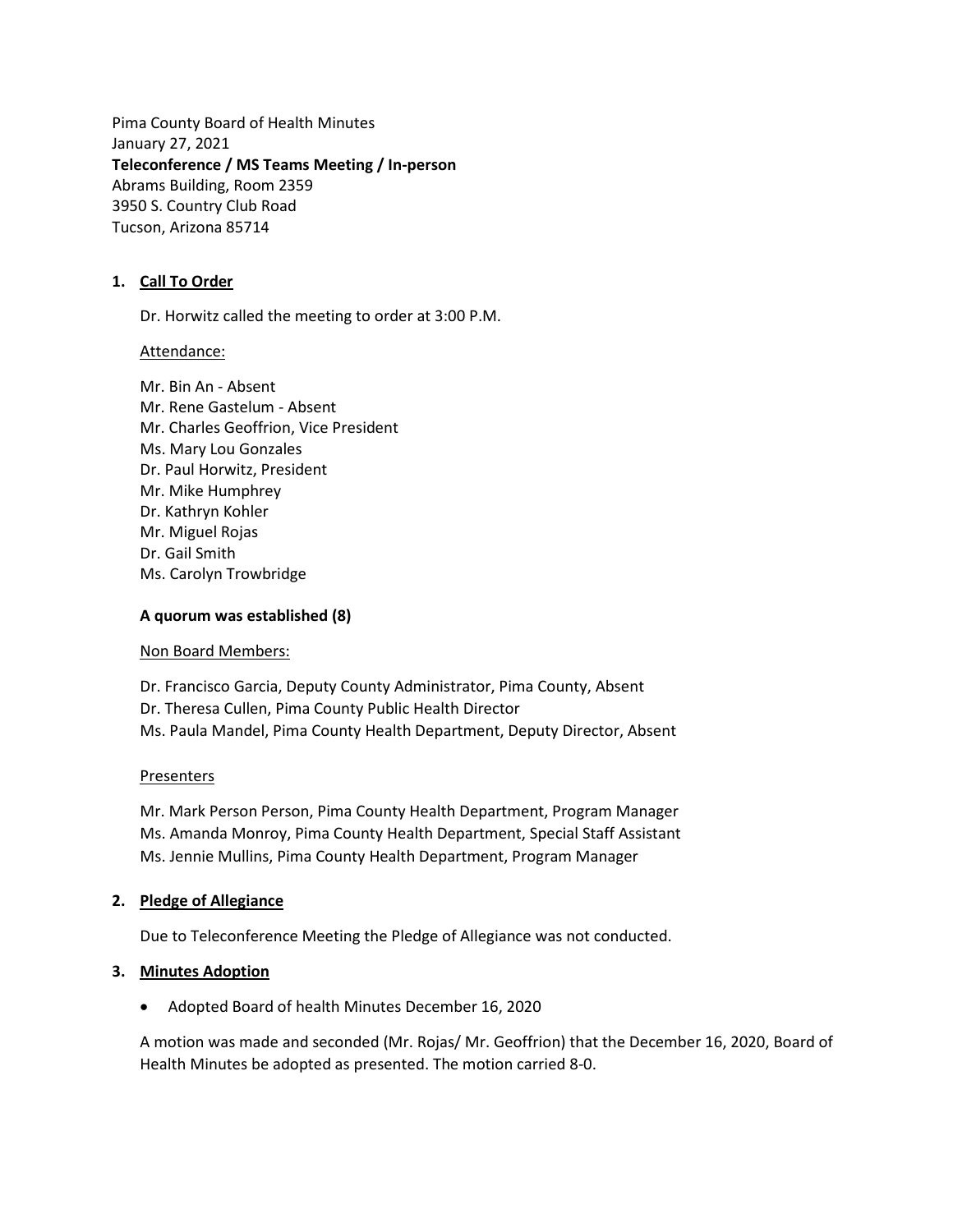Pima County Board of Health Minutes
January 27, 2021
**Teleconference / MS Teams Meeting / In-person**
Abrams Building, Room 2359
3950 S. Country Club Road
Tucson, Arizona 85714

1. **Call To Order**

   Dr. Horwitz called the meeting to order at 3:00 P.M.

   Attendance:

   Mr. Bin An - Absent
   Mr. Rene Gastelum - Absent
   Mr. Charles Geoffrion, Vice President
   Ms. Mary Lou Gonzales
   Dr. Paul Horwitz, President
   Mr. Mike Humphrey
   Dr. Kathryn Kohler
   Mr. Miguel Rojas
   Dr. Gail Smith
   Ms. Carolyn Trowbridge

   **A quorum was established (8)**

   Non Board Members:

   Dr. Francisco Garcia, Deputy County Administrator, Pima County, Absent
   Dr. Theresa Cullen, Pima County Public Health Director
   Ms. Paula Mandel, Pima County Health Department, Deputy Director, Absent

   Presenters

   Mr. Mark Person Person, Pima County Health Department, Program Manager
   Ms. Amanda Monroy, Pima County Health Department, Special Staff Assistant
   Ms. Jennie Mullins, Pima County Health Department, Program Manager

2. **Pledge of Allegiance**

   Due to Teleconference Meeting the Pledge of Allegiance was not conducted.

3. **Minutes Adoption**

   - Adopted Board of health Minutes December 16, 2020

   A motion was made and seconded (Mr. Rojas/ Mr. Geoffrion) that the December 16, 2020, Board of Health Minutes be adopted as presented. The motion carried 8-0.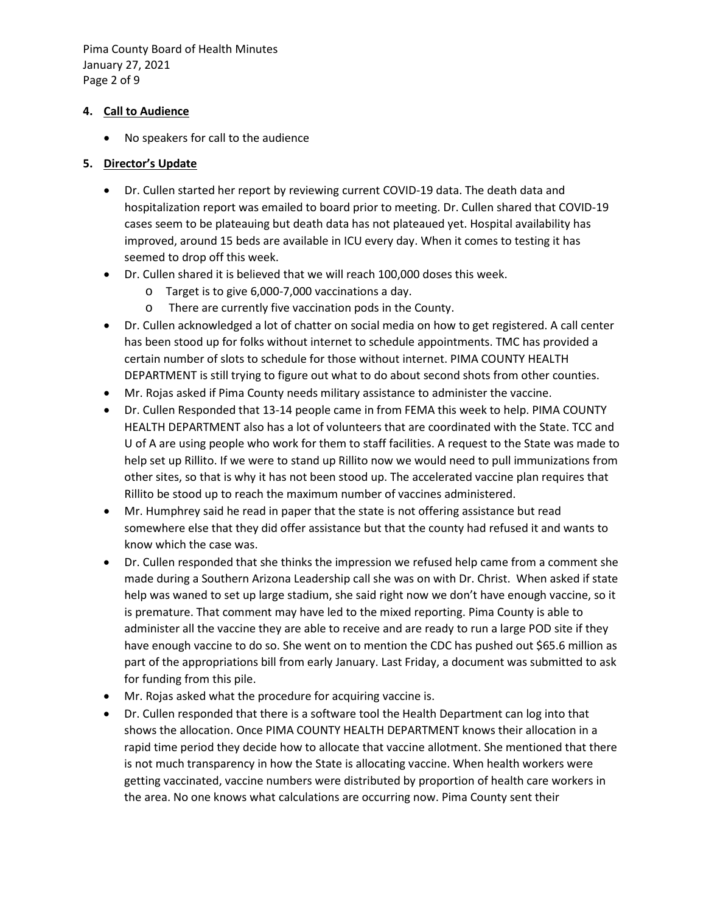4. **Call to Audience**

   - No speakers for call to the audience

5. **Director's Update**

   - Dr. Cullen started her report by reviewing current COVID-19 data. The death data and hospitalization report was emailed to board prior to meeting. Dr. Cullen shared that COVID-19 cases seem to be plateauing but death data has not plateaued yet. Hospital availability has improved, around 15 beds are available in ICU every day. When it comes to testing it has seemed to drop off this week.
   - Dr. Cullen shared it is believed that we will reach 100,000 doses this week.
     - Target is to give 6,000-7,000 vaccinations a day.
     - There are currently five vaccination pods in the County.
   - Dr. Cullen acknowledged a lot of chatter on social media on how to get registered. A call center has been stood up for folks without internet to schedule appointments. TMC has provided a certain number of slots to schedule for those without internet. PIMA COUNTY HEALTH DEPARTMENT is still trying to figure out what to do about second shots from other counties.
   - Mr. Rojas asked if Pima County needs military assistance to administer the vaccine.
   - Dr. Cullen Responded that 13-14 people came in from FEMA this week to help. PIMA COUNTY HEALTH DEPARTMENT also has a lot of volunteers that are coordinated with the State. TCC and U of A are using people who work for them to staff facilities. A request to the State was made to help set up Rillito. If we were to stand up Rillito now we would need to pull immunizations from other sites, so that is why it has not been stood up. The accelerated vaccine plan requires that Rillito be stood up to reach the maximum number of vaccines administered.
   - Mr. Humphrey said he read in paper that the state is not offering assistance but read somewhere else that they did offer assistance but that the county had refused it and wants to know which the case was.
   - Dr. Cullen responded that she thinks the impression we refused help came from a comment she made during a Southern Arizona Leadership call she was on with Dr. Christ. When asked if state help was waned to set up large stadium, she said right now we don't have enough vaccine, so it is premature. That comment may have led to the mixed reporting. Pima County is able to administer all the vaccine they are able to receive and are ready to run a large POD site if they have enough vaccine to do so. She went on to mention the CDC has pushed out $65.6 million as part of the appropriations bill from early January. Last Friday, a document was submitted to ask for funding from this pile.
   - Mr. Rojas asked what the procedure for acquiring vaccine is.
   - Dr. Cullen responded that there is a software tool the Health Department can log into that shows the allocation. Once PIMA COUNTY HEALTH DEPARTMENT knows their allocation in a rapid time period they decide how to allocate that vaccine allotment. She mentioned that there is not much transparency in how the State is allocating vaccine. When health workers were getting vaccinated, vaccine numbers were distributed by proportion of health care workers in the area. No one knows what calculations are occurring now. Pima County sent their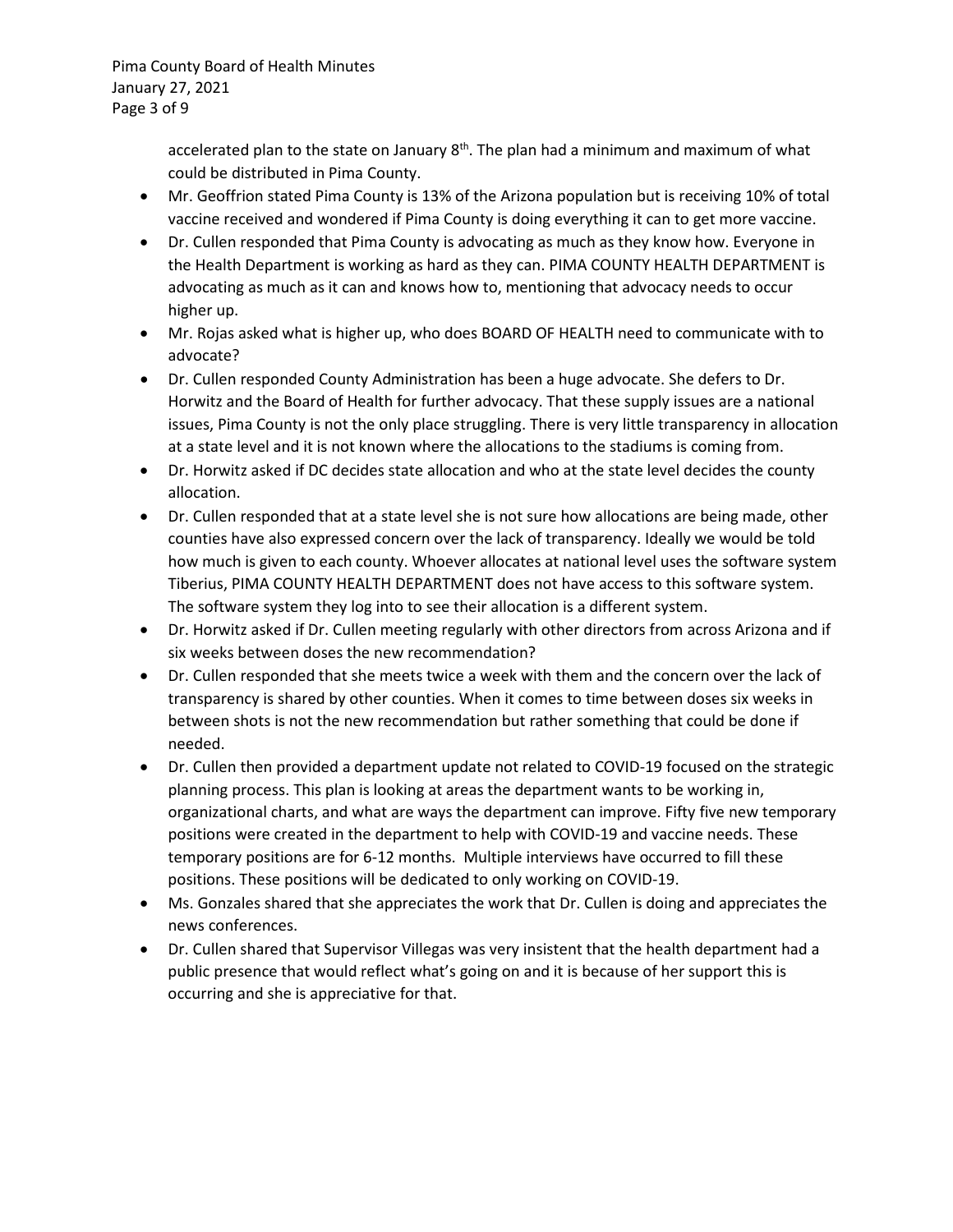accelerated plan to the state on January 8th. The plan had a minimum and maximum of what could be distributed in Pima County.

- Mr. Geoffrion stated Pima County is 13% of the Arizona population but is receiving 10% of total vaccine received and wondered if Pima County is doing everything it can to get more vaccine.
- Dr. Cullen responded that Pima County is advocating as much as they know how. Everyone in the Health Department is working as hard as they can. PIMA COUNTY HEALTH DEPARTMENT is advocating as much as it can and knows how to, mentioning that advocacy needs to occur higher up.
- Mr. Rojas asked what is higher up, who does BOARD OF HEALTH need to communicate with to advocate?
- Dr. Cullen responded County Administration has been a huge advocate. She defers to Dr. Horwitz and the Board of Health for further advocacy. That these supply issues are a national issues, Pima County is not the only place struggling. There is very little transparency in allocation at a state level and it is not known where the allocations to the stadiums is coming from.
- Dr. Horwitz asked if DC decides state allocation and who at the state level decides the county allocation.
- Dr. Cullen responded that at a state level she is not sure how allocations are being made, other counties have also expressed concern over the lack of transparency. Ideally we would be told how much is given to each county. Whoever allocates at national level uses the software system Tiberius, PIMA COUNTY HEALTH DEPARTMENT does not have access to this software system. The software system they log into to see their allocation is a different system.
- Dr. Horwitz asked if Dr. Cullen meeting regularly with other directors from across Arizona and if six weeks between doses the new recommendation?
- Dr. Cullen responded that she meets twice a week with them and the concern over the lack of transparency is shared by other counties. When it comes to time between doses six weeks in between shots is not the new recommendation but rather something that could be done if needed.
- Dr. Cullen then provided a department update not related to COVID-19 focused on the strategic planning process. This plan is looking at areas the department wants to be working in, organizational charts, and what are ways the department can improve. Fifty five new temporary positions were created in the department to help with COVID-19 and vaccine needs. These temporary positions are for 6-12 months. Multiple interviews have occurred to fill these positions. These positions will be dedicated to only working on COVID-19.
- Ms. Gonzales shared that she appreciates the work that Dr. Cullen is doing and appreciates the news conferences.
- Dr. Cullen shared that Supervisor Villegas was very insistent that the health department had a public presence that would reflect what's going on and it is because of her support this is occurring and she is appreciative for that.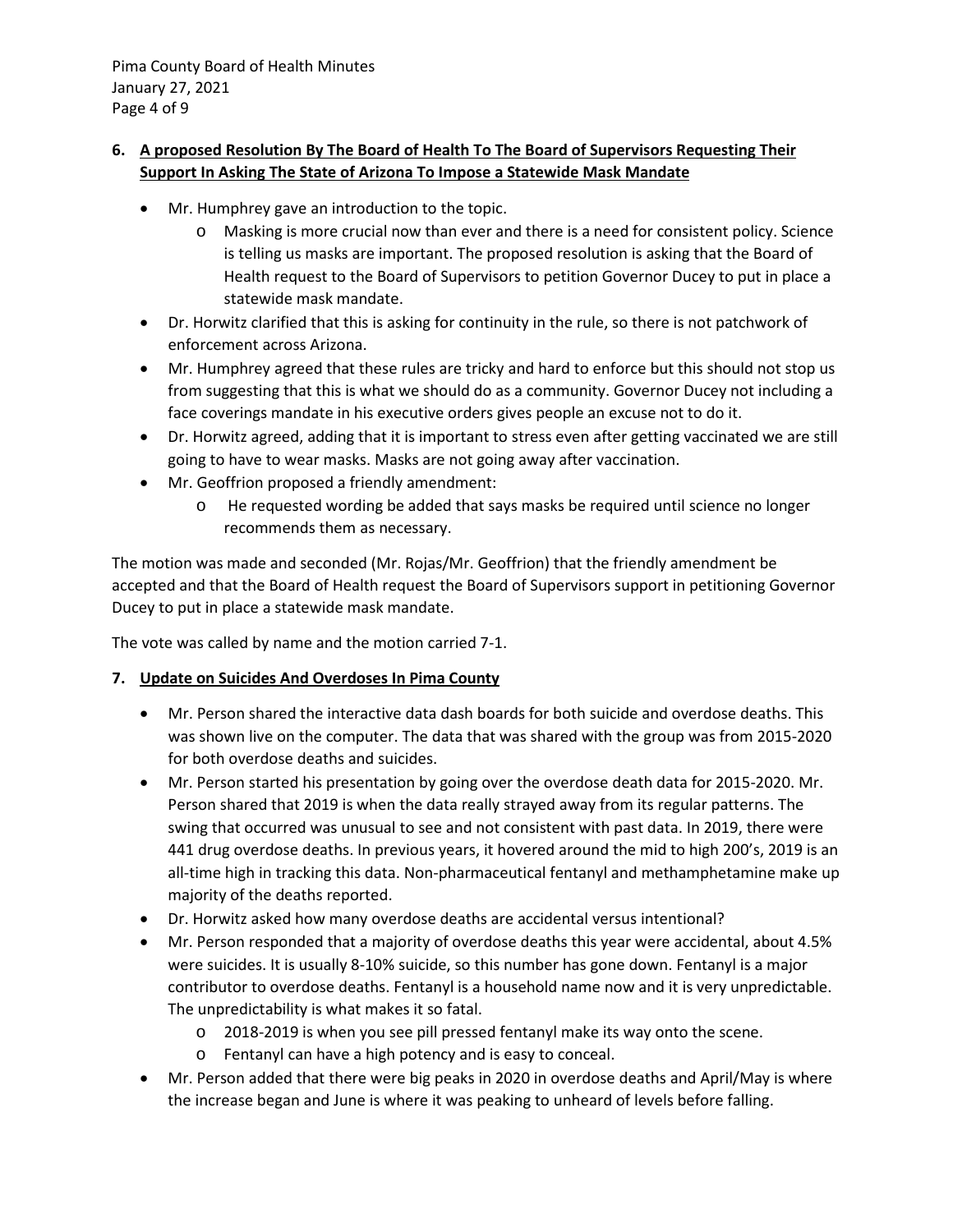6. **A proposed Resolution By The Board of Health To The Board of Supervisors Requesting Their Support In Asking The State of Arizona To Impose a Statewide Mask Mandate**

- Mr. Humphrey gave an introduction to the topic.
  - Masking is more crucial now than ever and there is a need for consistent policy. Science is telling us masks are important. The proposed resolution is asking that the Board of Health request to the Board of Supervisors to petition Governor Ducey to put in place a statewide mask mandate.
- Dr. Horwitz clarified that this is asking for continuity in the rule, so there is not patchwork of enforcement across Arizona.
- Mr. Humphrey agreed that these rules are tricky and hard to enforce but this should not stop us from suggesting that this is what we should do as a community. Governor Ducey not including a face coverings mandate in his executive orders gives people an excuse not to do it.
- Dr. Horwitz agreed, adding that it is important to stress even after getting vaccinated we are still going to have to wear masks. Masks are not going away after vaccination.
- Mr. Geoffrion proposed a friendly amendment:
  - He requested wording be added that says masks be required until science no longer recommends them as necessary.

The motion was made and seconded (Mr. Rojas/Mr. Geoffrion) that the friendly amendment be accepted and that the Board of Health request the Board of Supervisors support in petitioning Governor Ducey to put in place a statewide mask mandate.

The vote was called by name and the motion carried 7-1.

7. **Update on Suicides And Overdoses In Pima County**

- Mr. Person shared the interactive data dash boards for both suicide and overdose deaths. This was shown live on the computer. The data that was shared with the group was from 2015-2020 for both overdose deaths and suicides.
- Mr. Person started his presentation by going over the overdose death data for 2015-2020. Mr. Person shared that 2019 is when the data really strayed away from its regular patterns. The swing that occurred was unusual to see and not consistent with past data. In 2019, there were 441 drug overdose deaths. In previous years, it hovered around the mid to high 200's, 2019 is an all-time high in tracking this data. Non-pharmaceutical fentanyl and methamphetamine make up majority of the deaths reported.
- Dr. Horwitz asked how many overdose deaths are accidental versus intentional?
- Mr. Person responded that a majority of overdose deaths this year were accidental, about 4.5% were suicides. It is usually 8-10% suicide, so this number has gone down. Fentanyl is a major contributor to overdose deaths. Fentanyl is a household name now and it is very unpredictable. The unpredictability is what makes it so fatal.
  - 2018-2019 is when you see pill pressed fentanyl make its way onto the scene.
  - Fentanyl can have a high potency and is easy to conceal.
- Mr. Person added that there were big peaks in 2020 in overdose deaths and April/May is where the increase began and June is where it was peaking to unheard of levels before falling.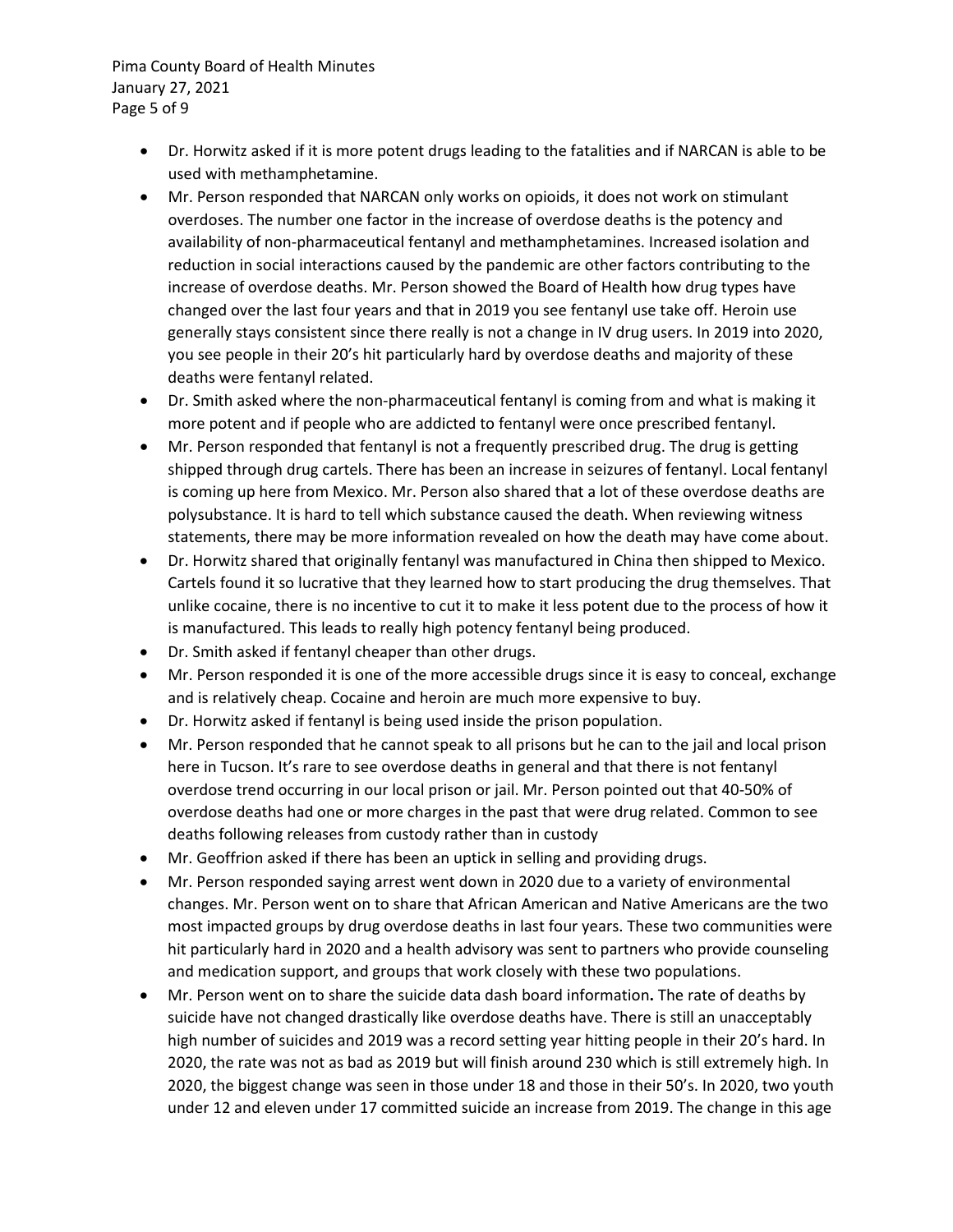- Dr. Horwitz asked if it is more potent drugs leading to the fatalities and if NARCAN is able to be used with methamphetamine.
- Mr. Person responded that NARCAN only works on opioids, it does not work on stimulant overdoses. The number one factor in the increase of overdose deaths is the potency and availability of non-pharmaceutical fentanyl and methamphetamines. Increased isolation and reduction in social interactions caused by the pandemic are other factors contributing to the increase of overdose deaths. Mr. Person showed the Board of Health how drug types have changed over the last four years and that in 2019 you see fentanyl use take off. Heroin use generally stays consistent since there really is not a change in IV drug users. In 2019 into 2020, you see people in their 20's hit particularly hard by overdose deaths and majority of these deaths were fentanyl related.
- Dr. Smith asked where the non-pharmaceutical fentanyl is coming from and what is making it more potent and if people who are addicted to fentanyl were once prescribed fentanyl.
- Mr. Person responded that fentanyl is not a frequently prescribed drug. The drug is getting shipped through drug cartels. There has been an increase in seizures of fentanyl. Local fentanyl is coming up here from Mexico. Mr. Person also shared that a lot of these overdose deaths are polysubstance. It is hard to tell which substance caused the death. When reviewing witness statements, there may be more information revealed on how the death may have come about.
- Dr. Horwitz shared that originally fentanyl was manufactured in China then shipped to Mexico. Cartels found it so lucrative that they learned how to start producing the drug themselves. That unlike cocaine, there is no incentive to cut it to make it less potent due to the process of how it is manufactured. This leads to really high potency fentanyl being produced.
- Dr. Smith asked if fentanyl cheaper than other drugs.
- Mr. Person responded it is one of the more accessible drugs since it is easy to conceal, exchange and is relatively cheap. Cocaine and heroin are much more expensive to buy.
- Dr. Horwitz asked if fentanyl is being used inside the prison population.
- Mr. Person responded that he cannot speak to all prisons but he can to the jail and local prison here in Tucson. It's rare to see overdose deaths in general and that there is not fentanyl overdose trend occurring in our local prison or jail. Mr. Person pointed out that 40-50% of overdose deaths had one or more charges in the past that were drug related. Common to see deaths following releases from custody rather than in custody
- Mr. Geoffrion asked if there has been an uptick in selling and providing drugs.
- Mr. Person responded saying arrest went down in 2020 due to a variety of environmental changes. Mr. Person went on to share that African American and Native Americans are the two most impacted groups by drug overdose deaths in last four years. These two communities were hit particularly hard in 2020 and a health advisory was sent to partners who provide counseling and medication support, and groups that work closely with these two populations.
- Mr. Person went on to share the suicide data dash board information**.** The rate of deaths by suicide have not changed drastically like overdose deaths have. There is still an unacceptably high number of suicides and 2019 was a record setting year hitting people in their 20's hard. In 2020, the rate was not as bad as 2019 but will finish around 230 which is still extremely high. In 2020, the biggest change was seen in those under 18 and those in their 50's. In 2020, two youth under 12 and eleven under 17 committed suicide an increase from 2019. The change in this age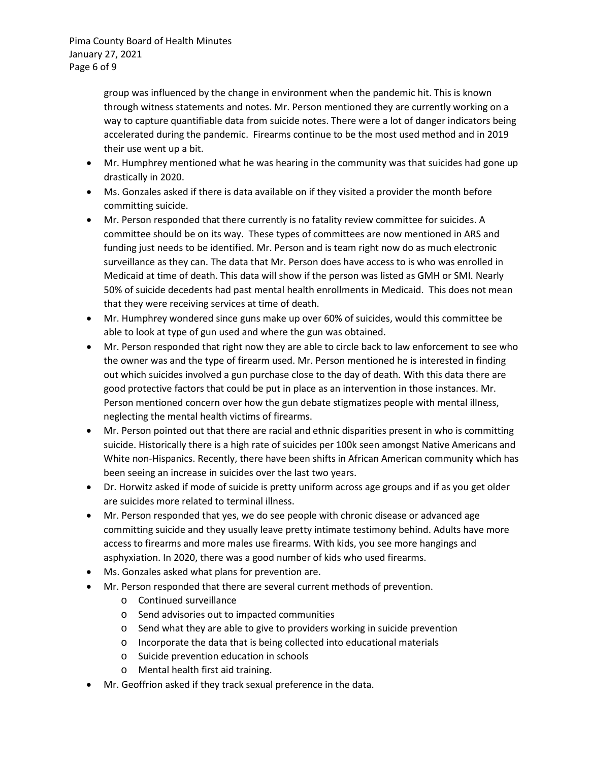group was influenced by the change in environment when the pandemic hit. This is known through witness statements and notes. Mr. Person mentioned they are currently working on a way to capture quantifiable data from suicide notes. There were a lot of danger indicators being accelerated during the pandemic. Firearms continue to be the most used method and in 2019 their use went up a bit.

- Mr. Humphrey mentioned what he was hearing in the community was that suicides had gone up drastically in 2020.
- Ms. Gonzales asked if there is data available on if they visited a provider the month before committing suicide.
- Mr. Person responded that there currently is no fatality review committee for suicides. A committee should be on its way. These types of committees are now mentioned in ARS and funding just needs to be identified. Mr. Person and is team right now do as much electronic surveillance as they can. The data that Mr. Person does have access to is who was enrolled in Medicaid at time of death. This data will show if the person was listed as GMH or SMI. Nearly 50% of suicide decedents had past mental health enrollments in Medicaid. This does not mean that they were receiving services at time of death.
- Mr. Humphrey wondered since guns make up over 60% of suicides, would this committee be able to look at type of gun used and where the gun was obtained.
- Mr. Person responded that right now they are able to circle back to law enforcement to see who the owner was and the type of firearm used. Mr. Person mentioned he is interested in finding out which suicides involved a gun purchase close to the day of death. With this data there are good protective factors that could be put in place as an intervention in those instances. Mr. Person mentioned concern over how the gun debate stigmatizes people with mental illness, neglecting the mental health victims of firearms.
- Mr. Person pointed out that there are racial and ethnic disparities present in who is committing suicide. Historically there is a high rate of suicides per 100k seen amongst Native Americans and White non-Hispanics. Recently, there have been shifts in African American community which has been seeing an increase in suicides over the last two years.
- Dr. Horwitz asked if mode of suicide is pretty uniform across age groups and if as you get older are suicides more related to terminal illness.
- Mr. Person responded that yes, we do see people with chronic disease or advanced age committing suicide and they usually leave pretty intimate testimony behind. Adults have more access to firearms and more males use firearms. With kids, you see more hangings and asphyxiation. In 2020, there was a good number of kids who used firearms.
- Ms. Gonzales asked what plans for prevention are.
- Mr. Person responded that there are several current methods of prevention.
  - Continued surveillance
  - Send advisories out to impacted communities
  - Send what they are able to give to providers working in suicide prevention
  - Incorporate the data that is being collected into educational materials
  - Suicide prevention education in schools
  - Mental health first aid training.
- Mr. Geoffrion asked if they track sexual preference in the data.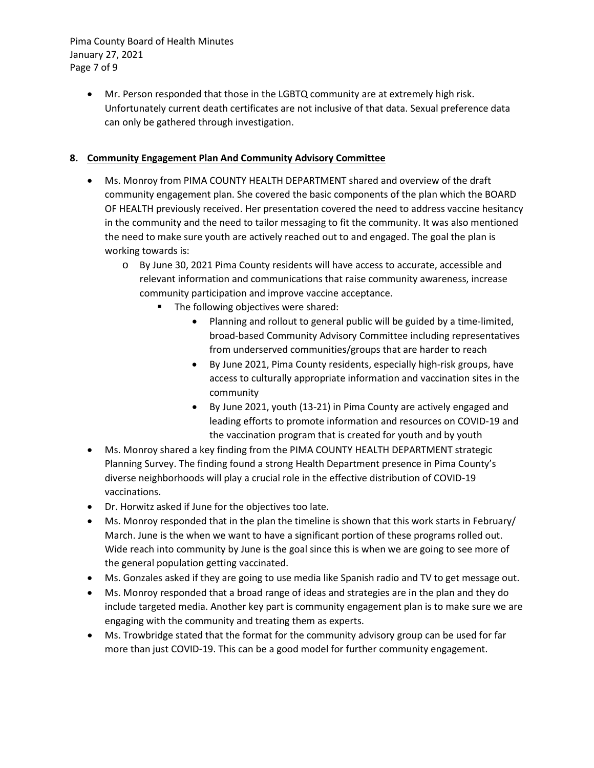- Mr. Person responded that those in the LGBTQ community are at extremely high risk. Unfortunately current death certificates are not inclusive of that data. Sexual preference data can only be gathered through investigation.

**8. Community Engagement Plan And Community Advisory Committee**

- Ms. Monroy from PIMA COUNTY HEALTH DEPARTMENT shared and overview of the draft community engagement plan. She covered the basic components of the plan which the BOARD OF HEALTH previously received. Her presentation covered the need to address vaccine hesitancy in the community and the need to tailor messaging to fit the community. It was also mentioned the need to make sure youth are actively reached out to and engaged. The goal the plan is working towards is:
    - By June 30, 2021 Pima County residents will have access to accurate, accessible and relevant information and communications that raise community awareness, increase community participation and improve vaccine acceptance.
        - The following objectives were shared:
            - Planning and rollout to general public will be guided by a time-limited, broad-based Community Advisory Committee including representatives from underserved communities/groups that are harder to reach
            - By June 2021, Pima County residents, especially high-risk groups, have access to culturally appropriate information and vaccination sites in the community
            - By June 2021, youth (13-21) in Pima County are actively engaged and leading efforts to promote information and resources on COVID-19 and the vaccination program that is created for youth and by youth
- Ms. Monroy shared a key finding from the PIMA COUNTY HEALTH DEPARTMENT strategic Planning Survey. The finding found a strong Health Department presence in Pima County's diverse neighborhoods will play a crucial role in the effective distribution of COVID-19 vaccinations.
- Dr. Horwitz asked if June for the objectives too late.
- Ms. Monroy responded that in the plan the timeline is shown that this work starts in February/ March. June is the when we want to have a significant portion of these programs rolled out. Wide reach into community by June is the goal since this is when we are going to see more of the general population getting vaccinated.
- Ms. Gonzales asked if they are going to use media like Spanish radio and TV to get message out.
- Ms. Monroy responded that a broad range of ideas and strategies are in the plan and they do include targeted media. Another key part is community engagement plan is to make sure we are engaging with the community and treating them as experts.
- Ms. Trowbridge stated that the format for the community advisory group can be used for far more than just COVID-19. This can be a good model for further community engagement.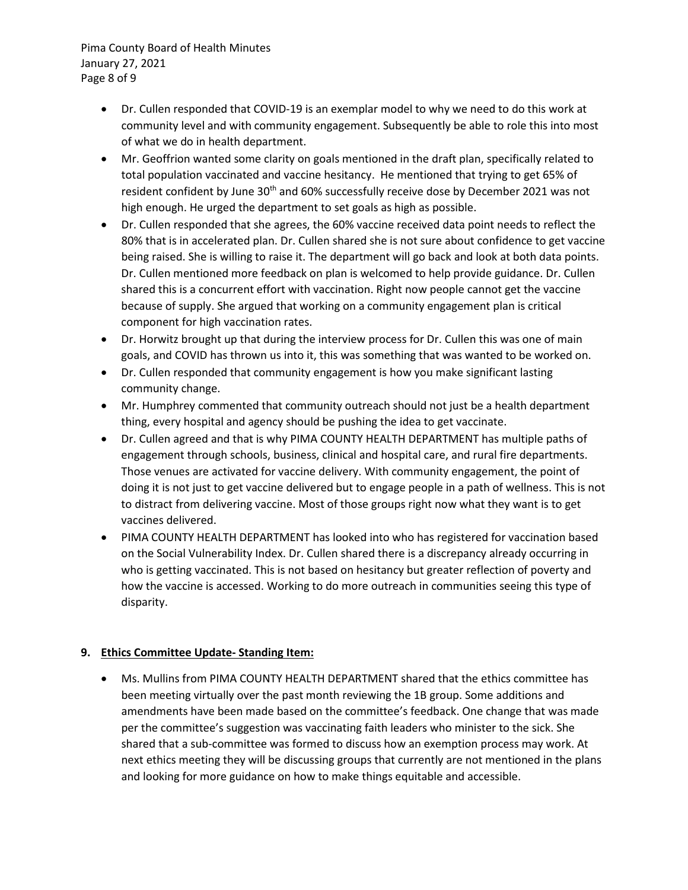- Dr. Cullen responded that COVID-19 is an exemplar model to why we need to do this work at community level and with community engagement. Subsequently be able to role this into most of what we do in health department.
- Mr. Geoffrion wanted some clarity on goals mentioned in the draft plan, specifically related to total population vaccinated and vaccine hesitancy. He mentioned that trying to get 65% of resident confident by June 30th and 60% successfully receive dose by December 2021 was not high enough. He urged the department to set goals as high as possible.
- Dr. Cullen responded that she agrees, the 60% vaccine received data point needs to reflect the 80% that is in accelerated plan. Dr. Cullen shared she is not sure about confidence to get vaccine being raised. She is willing to raise it. The department will go back and look at both data points. Dr. Cullen mentioned more feedback on plan is welcomed to help provide guidance. Dr. Cullen shared this is a concurrent effort with vaccination. Right now people cannot get the vaccine because of supply. She argued that working on a community engagement plan is critical component for high vaccination rates.
- Dr. Horwitz brought up that during the interview process for Dr. Cullen this was one of main goals, and COVID has thrown us into it, this was something that was wanted to be worked on.
- Dr. Cullen responded that community engagement is how you make significant lasting community change.
- Mr. Humphrey commented that community outreach should not just be a health department thing, every hospital and agency should be pushing the idea to get vaccinate.
- Dr. Cullen agreed and that is why PIMA COUNTY HEALTH DEPARTMENT has multiple paths of engagement through schools, business, clinical and hospital care, and rural fire departments. Those venues are activated for vaccine delivery. With community engagement, the point of doing it is not just to get vaccine delivered but to engage people in a path of wellness. This is not to distract from delivering vaccine. Most of those groups right now what they want is to get vaccines delivered.
- PIMA COUNTY HEALTH DEPARTMENT has looked into who has registered for vaccination based on the Social Vulnerability Index. Dr. Cullen shared there is a discrepancy already occurring in who is getting vaccinated. This is not based on hesitancy but greater reflection of poverty and how the vaccine is accessed. Working to do more outreach in communities seeing this type of disparity.

**9. Ethics Committee Update- Standing Item:**

- Ms. Mullins from PIMA COUNTY HEALTH DEPARTMENT shared that the ethics committee has been meeting virtually over the past month reviewing the 1B group. Some additions and amendments have been made based on the committee's feedback. One change that was made per the committee's suggestion was vaccinating faith leaders who minister to the sick. She shared that a sub-committee was formed to discuss how an exemption process may work. At next ethics meeting they will be discussing groups that currently are not mentioned in the plans and looking for more guidance on how to make things equitable and accessible.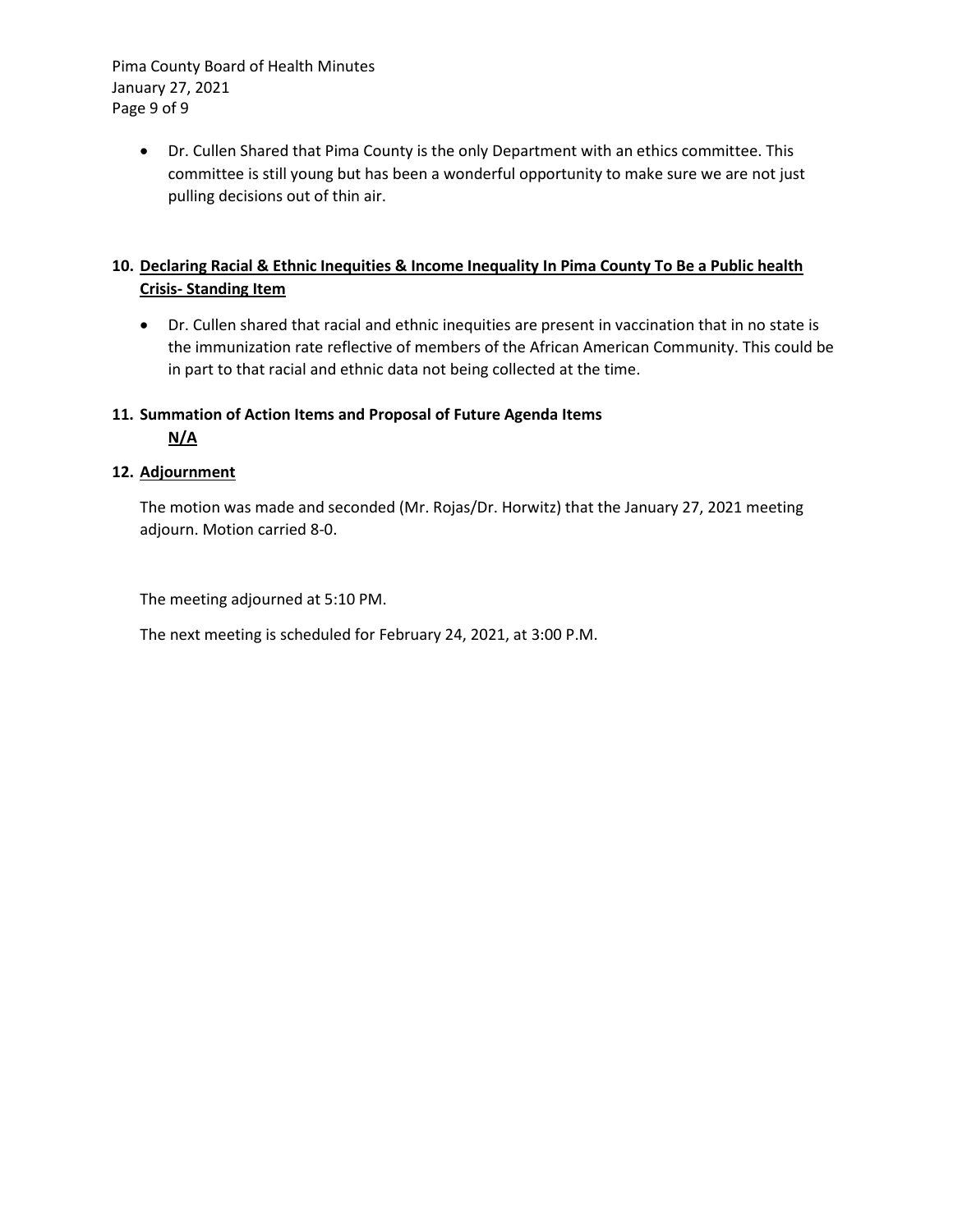- Dr. Cullen Shared that Pima County is the only Department with an ethics committee. This committee is still young but has been a wonderful opportunity to make sure we are not just pulling decisions out of thin air.

**10. Declaring Racial & Ethnic Inequities & Income Inequality In Pima County To Be a Public health Crisis- Standing Item**

- Dr. Cullen shared that racial and ethnic inequities are present in vaccination that in no state is the immunization rate reflective of members of the African American Community. This could be in part to that racial and ethnic data not being collected at the time.

**11. Summation of Action Items and Proposal of Future Agenda Items**

**N/A**

**12. Adjournment**

The motion was made and seconded (Mr. Rojas/Dr. Horwitz) that the January 27, 2021 meeting adjourn. Motion carried 8-0.

The meeting adjourned at 5:10 PM.

The next meeting is scheduled for February 24, 2021, at 3:00 P.M.